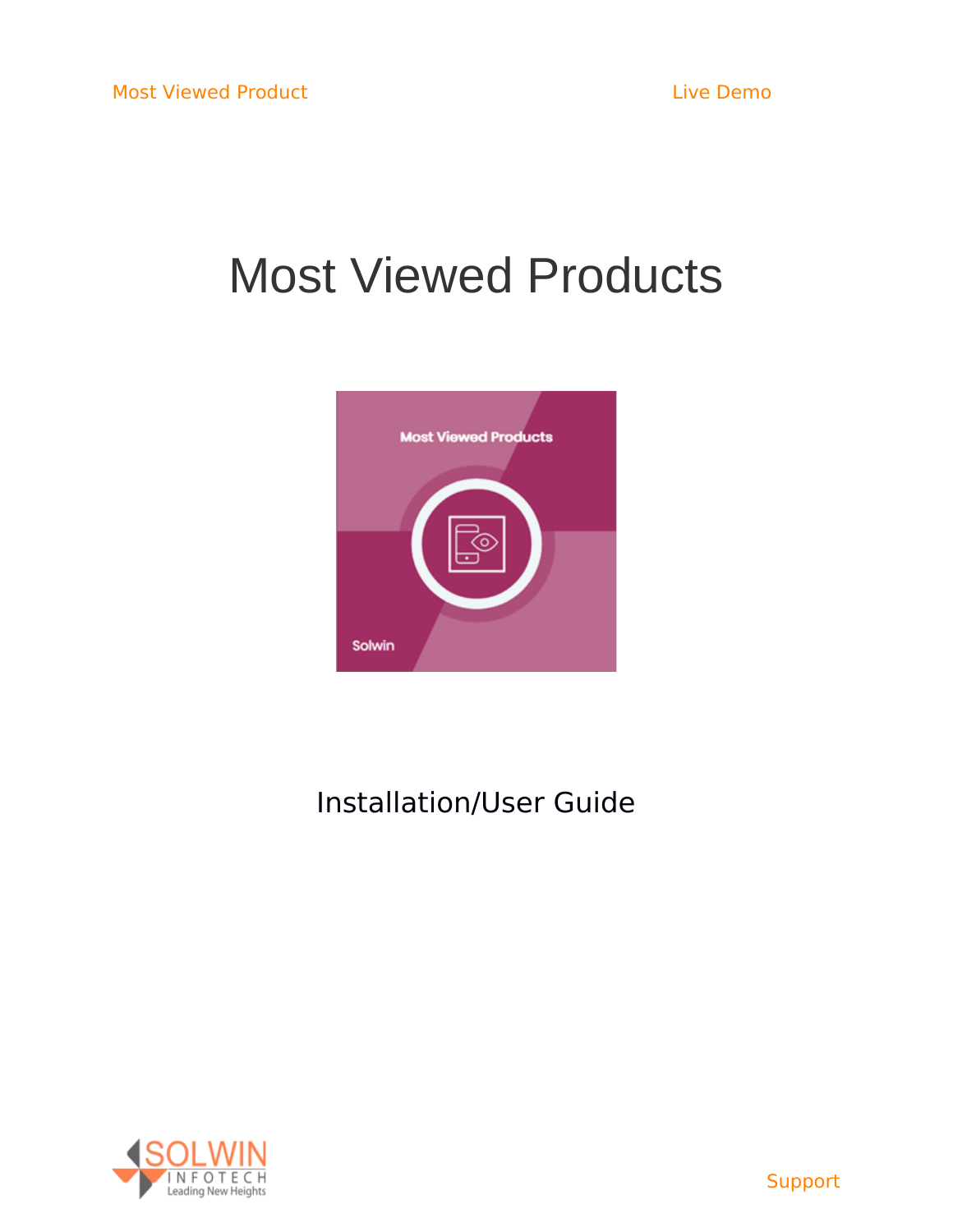Most Viewed Product

Live Demo

# Most Viewed Products

Installation/User Guide

Support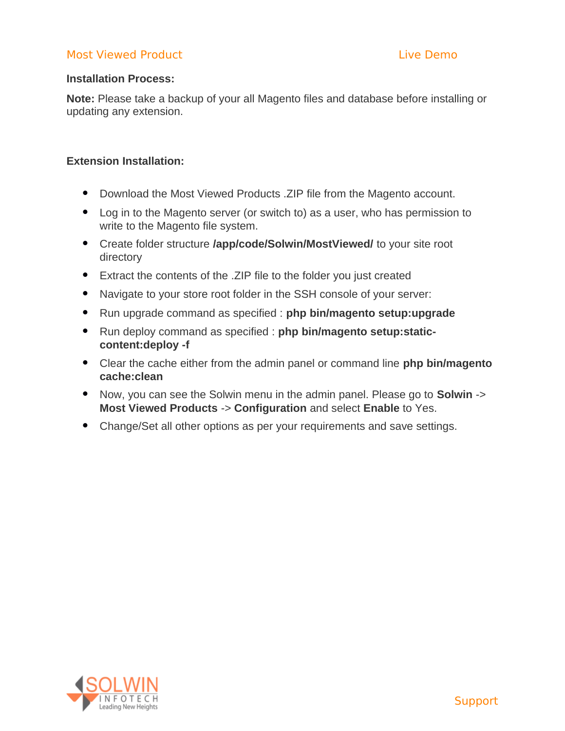### Installation Process:

**Note:** Please take a backup of your all Magento files and database before installing or updating any extension.

### Extension Installation:

- Download the Most Viewed Products .ZIP file from the Magento account.
- Log in to the Magento server (or switch to) as a user, who has permission to write to the Magento file system.
- Create folder structure **/app/code/Solwin/MostViewed/** to your site root directory
- Extract the contents of the .ZIP file to the folder you just created
- Navigate to your store root folder in the SSH console of your server:
- Run upgrade command as specified : **php bin/magento setup:upgrade**
- Run deploy command as specified : **php bin/magento setup:static-content:deploy -f**
- Clear the cache either from the admin panel or command line **php bin/magento cache:clean**
- Now, you can see the Solwin menu in the admin panel. Please go to **Solwin** -> **Most Viewed Products** -> **Configuration** and select **Enable** to Yes.
- Change/Set all other options as per your requirements and save settings.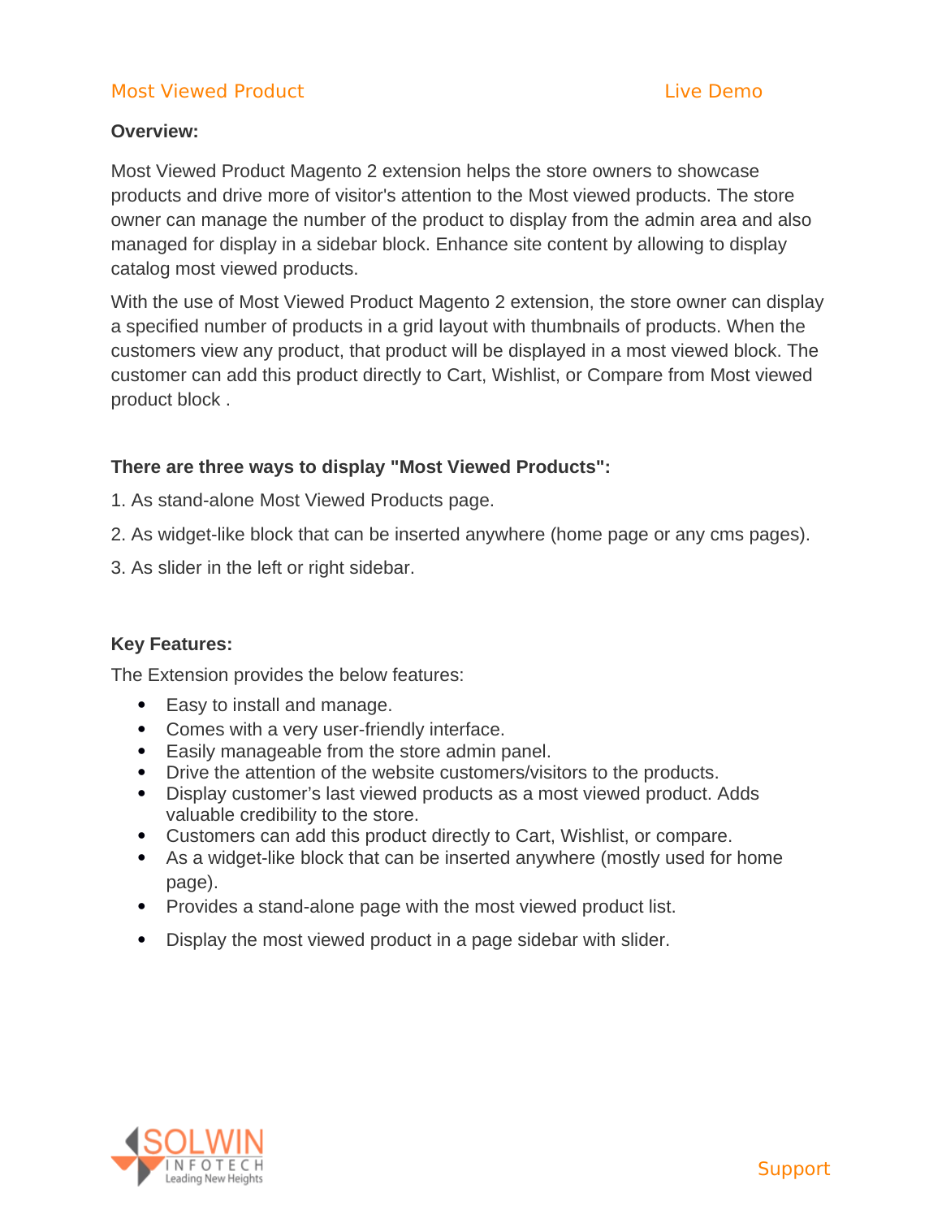Most Viewed Product Live Demo

**Overview:**

Most Viewed Product Magento 2 extension helps the store owners to showcase products and drive more of visitor's attention to the Most viewed products. The store owner can manage the number of the product to display from the admin area and also managed for display in a sidebar block. Enhance site content by allowing to display catalog most viewed products.

With the use of Most Viewed Product Magento 2 extension, the store owner can display a specified number of products in a grid layout with thumbnails of products. When the customers view any product, that product will be displayed in a most viewed block. The customer can add this product directly to Cart, Wishlist, or Compare from Most viewed product block .

**There are three ways to display "Most Viewed Products":**

1. As stand-alone Most Viewed Products page.

2. As widget-like block that can be inserted anywhere (home page or any cms pages).

3. As slider in the left or right sidebar.

**Key Features:**

The Extension provides the below features:

- Easy to install and manage.
- Comes with a very user-friendly interface.
- Easily manageable from the store admin panel.
- Drive the attention of the website customers/visitors to the products.
- Display customer's last viewed products as a most viewed product. Adds valuable credibility to the store.
- Customers can add this product directly to Cart, Wishlist, or compare.
- As a widget-like block that can be inserted anywhere (mostly used for home page).
- Provides a stand-alone page with the most viewed product list.
- Display the most viewed product in a page sidebar with slider.

Support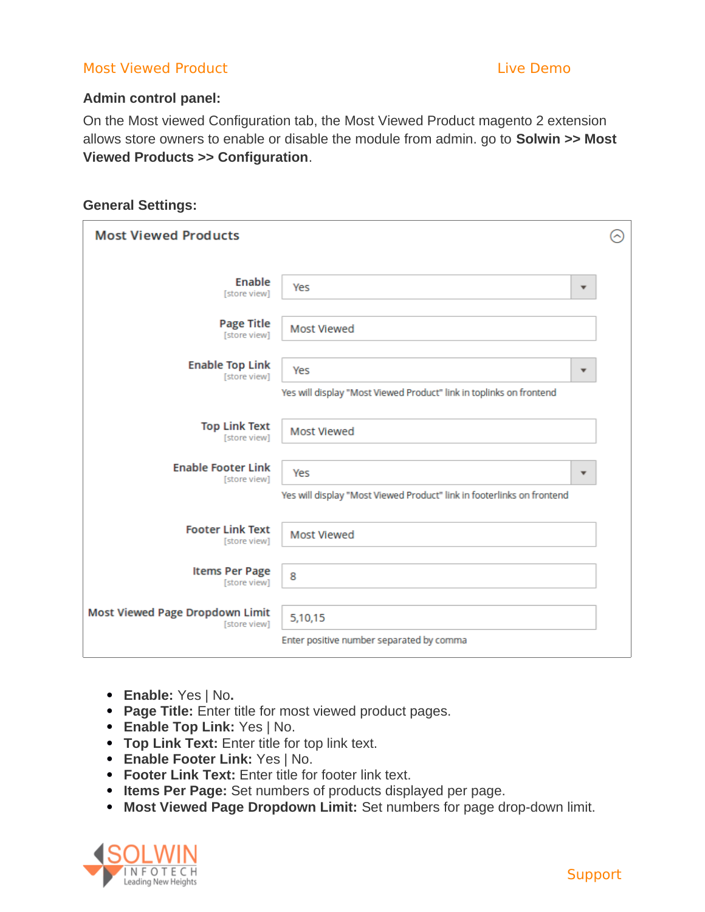Most Viewed Product Live Demo

**Admin control panel:**

On the Most viewed Configuration tab, the Most Viewed Product magento 2 extension allows store owners to enable or disable the module from admin. go to **Solwin >> Most Viewed Products >> Configuration**.

**General Settings:**

Most Viewed Products

| Setting | Value |
| --- | --- |
| Enable [store view] | Yes |
| Page Title [store view] | Most Viewed |
| Enable Top Link [store view] | Yes<br>Yes will display "Most Viewed Product" link in toplinks on frontend |
| Top Link Text [store view] | Most Viewed |
| Enable Footer Link [store view] | Yes<br>Yes will display "Most Viewed Product" link in footerlinks on frontend |
| Footer Link Text [store view] | Most Viewed |
| Items Per Page [store view] | 8 |
| Most Viewed Page Dropdown Limit [store view] | 5,10,15<br>Enter positive number separated by comma |

- **Enable:** Yes | No**.**
- **Page Title:** Enter title for most viewed product pages.
- **Enable Top Link:** Yes | No.
- **Top Link Text:** Enter title for top link text.
- **Enable Footer Link:** Yes | No.
- **Footer Link Text:** Enter title for footer link text.
- **Items Per Page:** Set numbers of products displayed per page.
- **Most Viewed Page Dropdown Limit:** Set numbers for page drop-down limit.

Support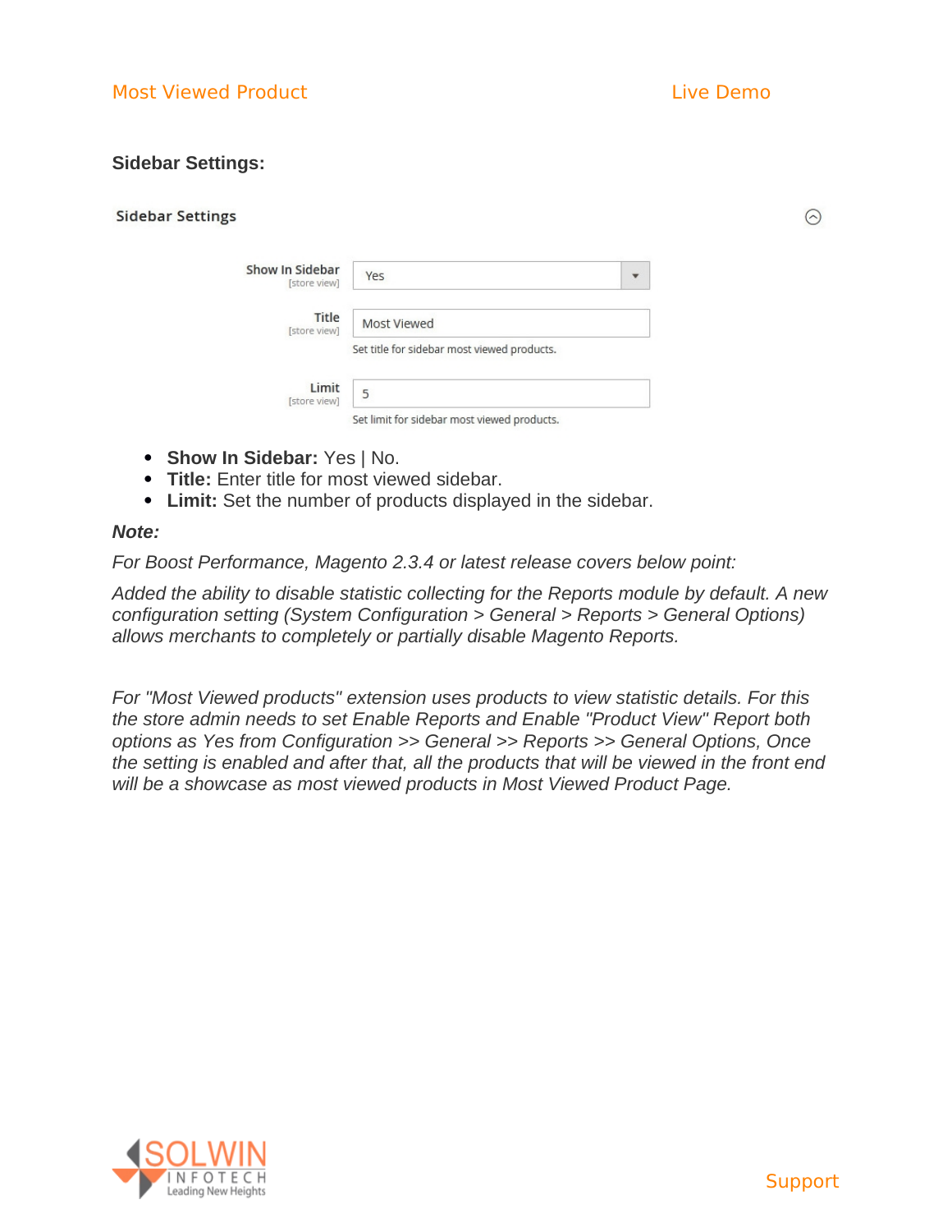**Sidebar Settings:**

Sidebar Settings

Show In Sidebar [store view] Yes

Title [store view] Most Viewed

Set title for sidebar most viewed products.

Limit [store view] 5

Set limit for sidebar most viewed products.

- **Show In Sidebar:** Yes | No.
- **Title:** Enter title for most viewed sidebar.
- **Limit:** Set the number of products displayed in the sidebar.

***Note:***

*For Boost Performance, Magento 2.3.4 or latest release covers below point:*

*Added the ability to disable statistic collecting for the Reports module by default. A new configuration setting (System Configuration > General > Reports > General Options) allows merchants to completely or partially disable Magento Reports.*

*For "Most Viewed products" extension uses products to view statistic details. For this the store admin needs to set Enable Reports and Enable "Product View" Report both options as Yes from Configuration >> General >> Reports >> General Options, Once the setting is enabled and after that, all the products that will be viewed in the front end will be a showcase as most viewed products in Most Viewed Product Page.*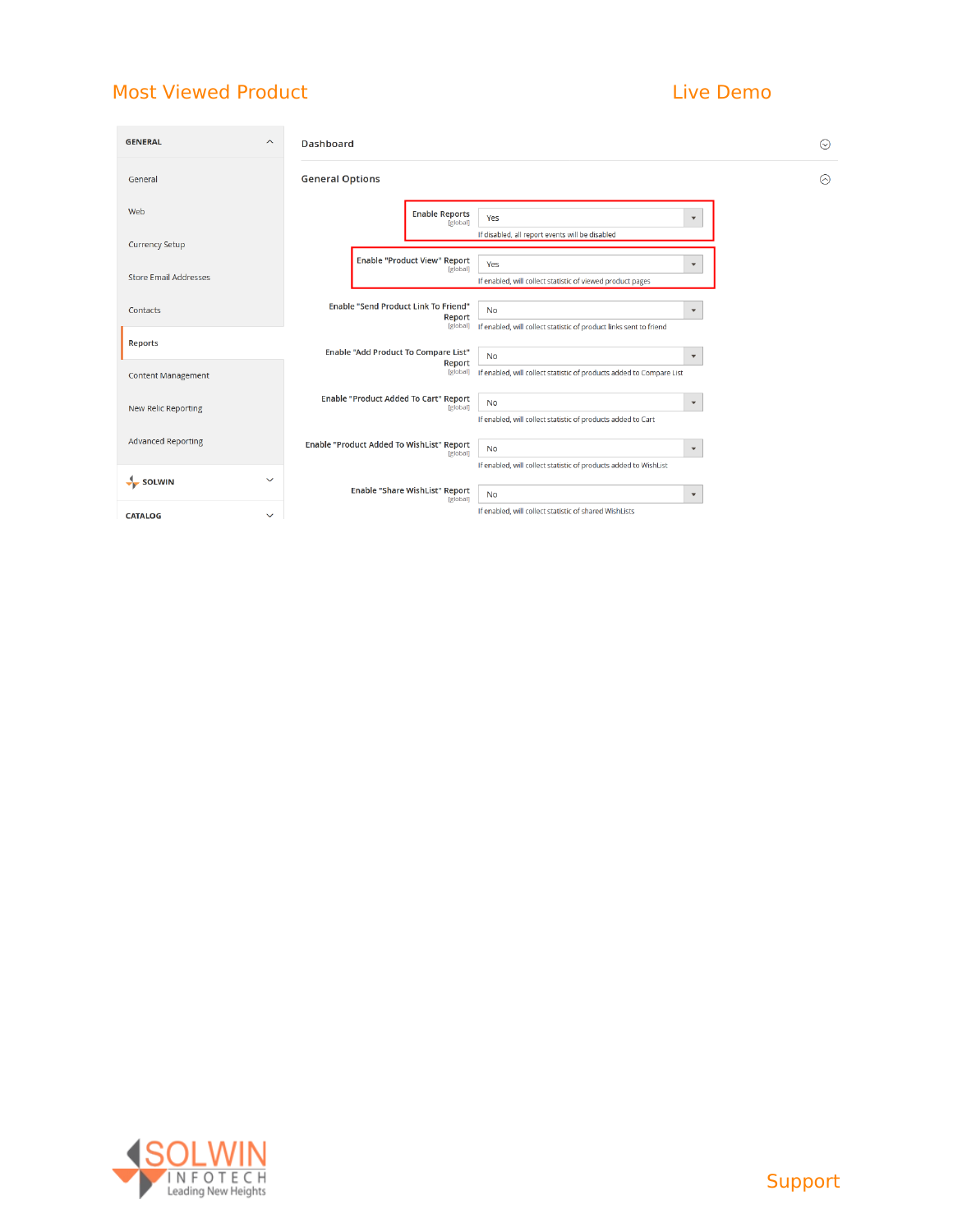Most Viewed Product

Live Demo

GENERAL

- General
- Web
- Currency Setup
- Store Email Addresses
- Contacts
- Reports
- Content Management
- New Relic Reporting
- Advanced Reporting

SOLWIN

CATALOG

Dashboard

General Options

| Setting | Value | Note |
| --- | --- | --- |
| Enable Reports [global] | Yes | If disabled, all report events will be disabled |
| Enable "Product View" Report [global] | Yes | If enabled, will collect statistic of viewed product pages |
| Enable "Send Product Link To Friend" Report [global] | No | If enabled, will collect statistic of product links sent to friend |
| Enable "Add Product To Compare List" Report [global] | No | If enabled, will collect statistic of products added to Compare List |
| Enable "Product Added To Cart" Report [global] | No | If enabled, will collect statistic of products added to Cart |
| Enable "Product Added To WishList" Report [global] | No | If enabled, will collect statistic of products added to WishList |
| Enable "Share WishList" Report [global] | No | If enabled, will collect statistic of shared WishLists |

SOLWIN INFOTECH Leading New Heights

Support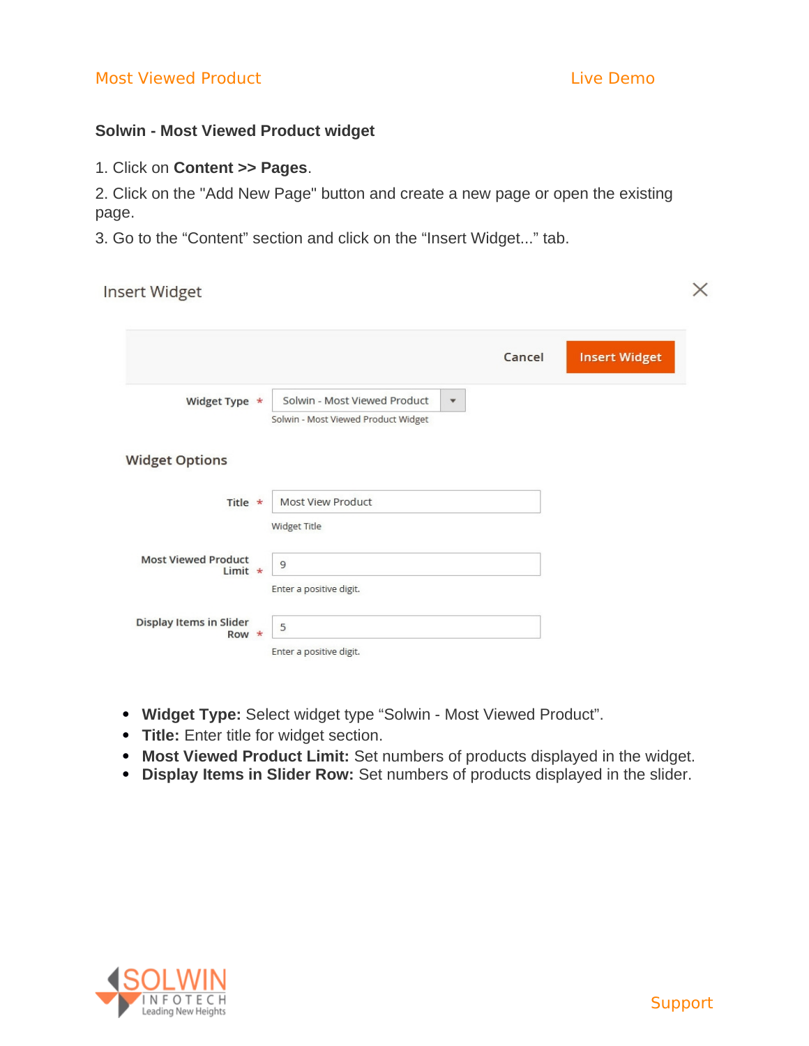## Solwin - Most Viewed Product widget

1. Click on **Content >> Pages**.
2. Click on the "Add New Page" button and create a new page or open the existing page.
3. Go to the “Content” section and click on the “Insert Widget...” tab.

Insert Widget

Cancel | Insert Widget

Widget Type * Solwin - Most Viewed Product
Solwin - Most Viewed Product Widget

Widget Options

Title * Most View Product
Widget Title

Most Viewed Product Limit * 9
Enter a positive digit.

Display Items in Slider Row * 5
Enter a positive digit.

- **Widget Type:** Select widget type “Solwin - Most Viewed Product”.
- **Title:** Enter title for widget section.
- **Most Viewed Product Limit:** Set numbers of products displayed in the widget.
- **Display Items in Slider Row:** Set numbers of products displayed in the slider.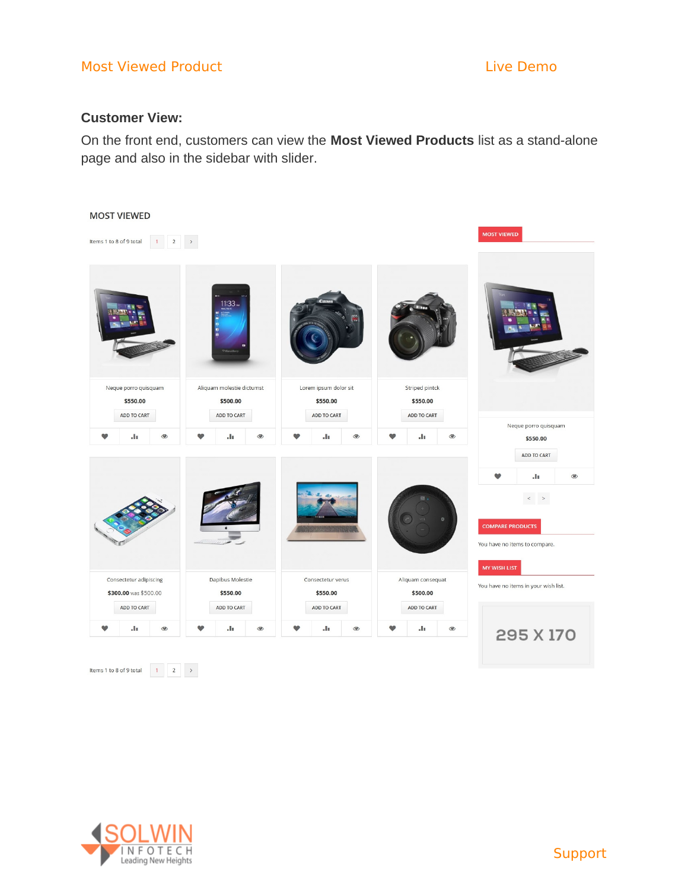### Customer View:

On the front end, customers can view the **Most Viewed Products** list as a stand-alone page and also in the sidebar with slider.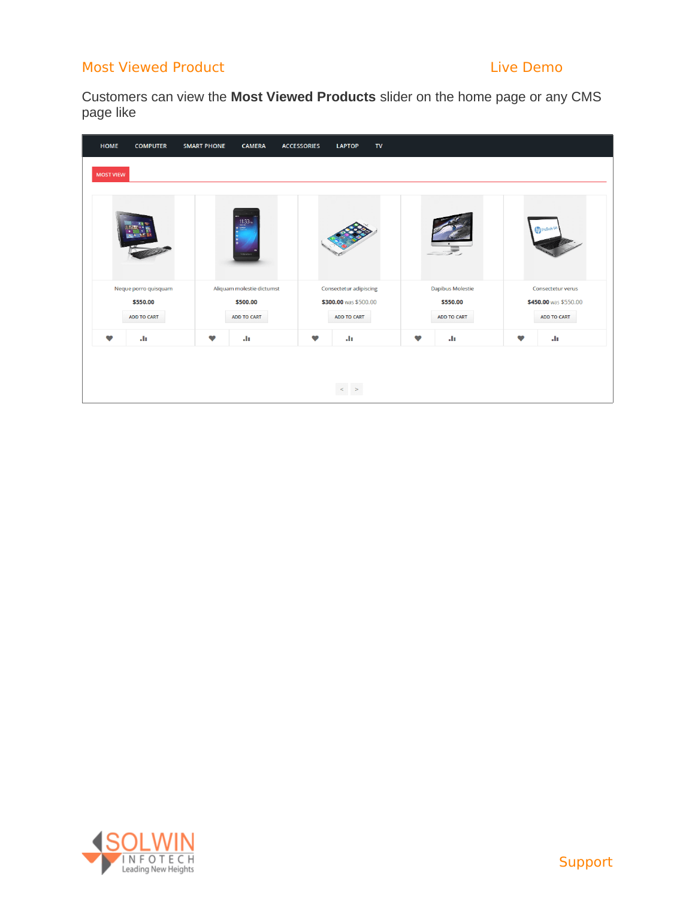## Most Viewed Product

Live Demo

Customers can view the **Most Viewed Products** slider on the home page or any CMS page like

Support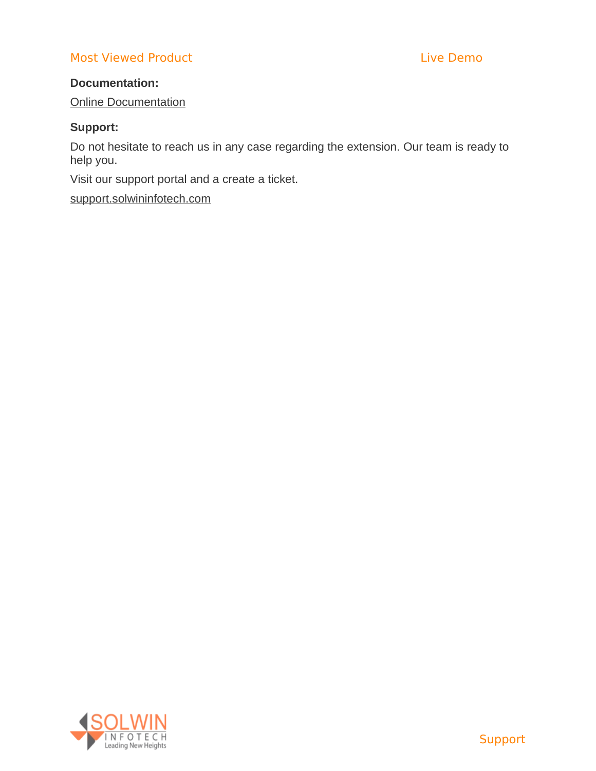Most Viewed Product | Live Demo

**Documentation:**

Online Documentation

**Support:**

Do not hesitate to reach us in any case regarding the extension. Our team is ready to help you.

Visit our support portal and a create a ticket.

support.solwininfotech.com